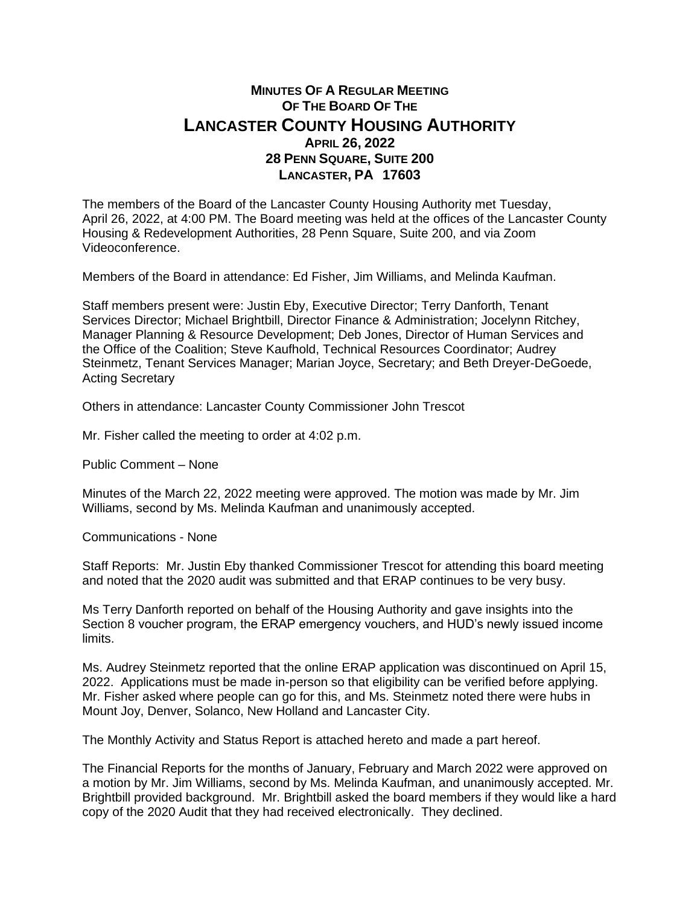# MINUTES OF A REGULAR MEETING OF THE BOARD OF THE
# LANCASTER COUNTY HOUSING AUTHORITY

**APRIL 26, 2022**
**28 PENN SQUARE, SUITE 200**
**LANCASTER, PA 17603**

The members of the Board of the Lancaster County Housing Authority met Tuesday, April 26, 2022, at 4:00 PM. The Board meeting was held at the offices of the Lancaster County Housing & Redevelopment Authorities, 28 Penn Square, Suite 200, and via Zoom Videoconference.

Members of the Board in attendance: Ed Fisher, Jim Williams, and Melinda Kaufman.

Staff members present were: Justin Eby, Executive Director; Terry Danforth, Tenant Services Director; Michael Brightbill, Director Finance & Administration; Jocelynn Ritchey, Manager Planning & Resource Development; Deb Jones, Director of Human Services and the Office of the Coalition; Steve Kaufhold, Technical Resources Coordinator; Audrey Steinmetz, Tenant Services Manager; Marian Joyce, Secretary; and Beth Dreyer-DeGoede, Acting Secretary

Others in attendance: Lancaster County Commissioner John Trescot

Mr. Fisher called the meeting to order at 4:02 p.m.

Public Comment – None

Minutes of the March 22, 2022 meeting were approved. The motion was made by Mr. Jim Williams, second by Ms. Melinda Kaufman and unanimously accepted.

Communications - None

Staff Reports: Mr. Justin Eby thanked Commissioner Trescot for attending this board meeting and noted that the 2020 audit was submitted and that ERAP continues to be very busy.

Ms Terry Danforth reported on behalf of the Housing Authority and gave insights into the Section 8 voucher program, the ERAP emergency vouchers, and HUD's newly issued income limits.

Ms. Audrey Steinmetz reported that the online ERAP application was discontinued on April 15, 2022. Applications must be made in-person so that eligibility can be verified before applying. Mr. Fisher asked where people can go for this, and Ms. Steinmetz noted there were hubs in Mount Joy, Denver, Solanco, New Holland and Lancaster City.

The Monthly Activity and Status Report is attached hereto and made a part hereof.

The Financial Reports for the months of January, February and March 2022 were approved on a motion by Mr. Jim Williams, second by Ms. Melinda Kaufman, and unanimously accepted. Mr. Brightbill provided background. Mr. Brightbill asked the board members if they would like a hard copy of the 2020 Audit that they had received electronically. They declined.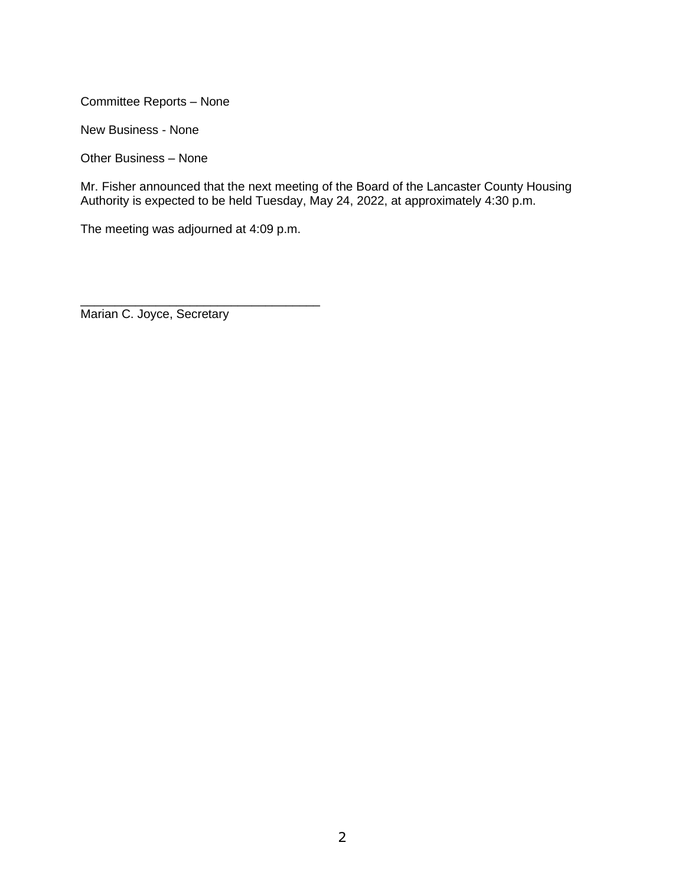Committee Reports – None

New Business - None

Other Business – None

Mr. Fisher announced that the next meeting of the Board of the Lancaster County Housing Authority is expected to be held Tuesday, May 24, 2022, at approximately 4:30 p.m.

The meeting was adjourned at 4:09 p.m.

\_\_\_\_\_\_\_\_\_\_\_\_\_\_\_\_\_\_\_\_\_\_\_\_\_\_\_\_\_\_\_\_\_\_\_\_
Marian C. Joyce, Secretary